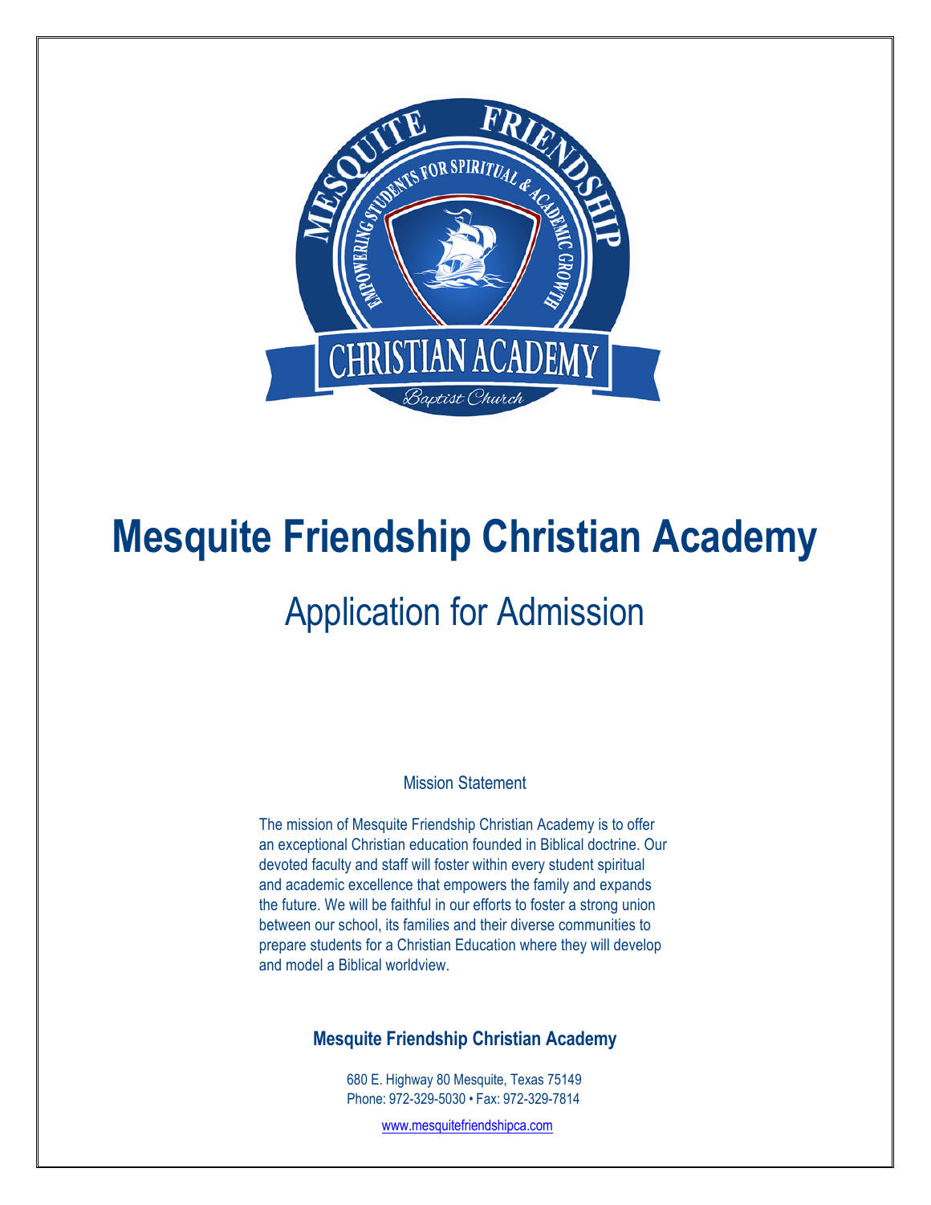# Mesquite Friendship Christian Academy

## Application for Admission

Mission Statement

The mission of Mesquite Friendship Christian Academy is to offer an exceptional Christian education founded in Biblical doctrine. Our devoted faculty and staff will foster within every student spiritual and academic excellence that empowers the family and expands the future. We will be faithful in our efforts to foster a strong union between our school, its families and their diverse communities to prepare students for a Christian Education where they will develop and model a Biblical worldview.

**Mesquite Friendship Christian Academy**

680 E. Highway 80 Mesquite, Texas 75149
Phone: 972-329-5030 • Fax: 972-329-7814

www.mesquitefriendshipca.com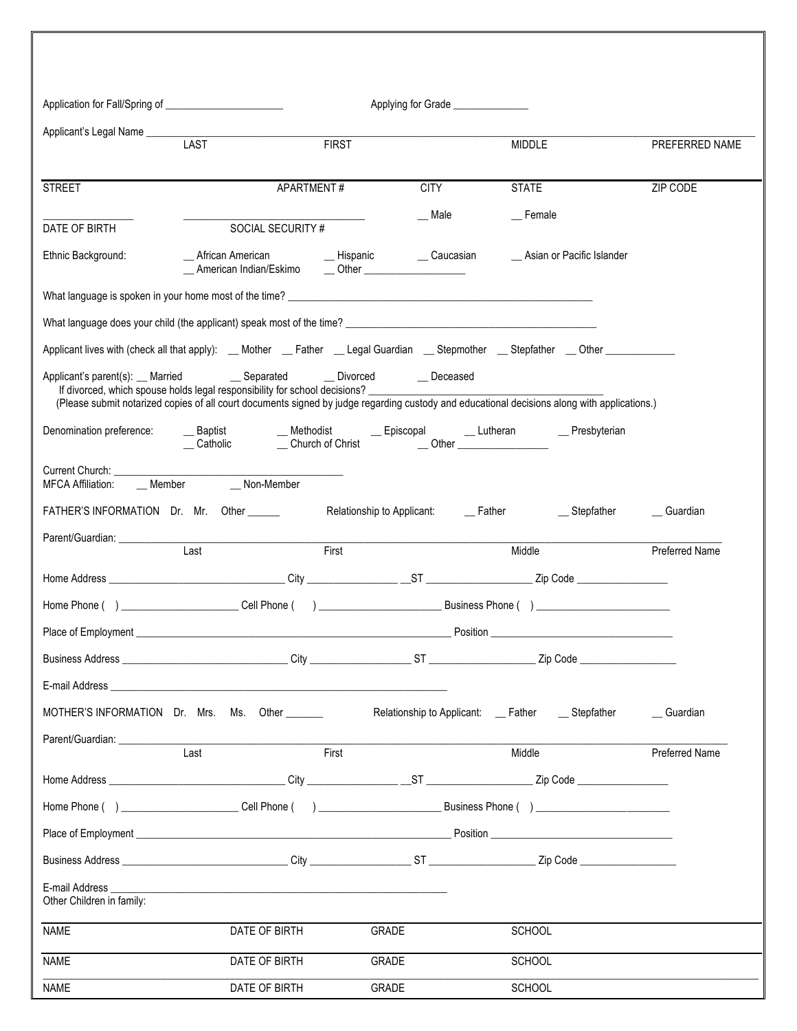Application for Fall/Spring of _______________________ Applying for Grade ______________

Applicant's Legal Name ____________________________________________________________________________

| LAST | FIRST | MIDDLE | PREFERRED NAME |
|---|---|---|---|

| STREET | APARTMENT # | CITY | STATE | ZIP CODE |
|---|---|---|---|---|

_________________ __________________________________ __ Male __ Female

DATE OF BIRTH SOCIAL SECURITY #

Ethnic Background: __ African American __ Hispanic __ Caucasian __ Asian or Pacific Islander
__ American Indian/Eskimo __ Other ___________________

What language is spoken in your home most of the time? ____________________________________________________________

What language does your child (the applicant) speak most of the time? _______________________________________________

Applicant lives with (check all that apply): __ Mother __ Father __ Legal Guardian __ Stepmother __ Stepfather __ Other _____________

Applicant's parent(s): __ Married __ Separated __ Divorced __ Deceased

If divorced, which spouse holds legal responsibility for school decisions? ___________________________________________

(Please submit notarized copies of all court documents signed by judge regarding custody and educational decisions along with applications.)

Denomination preference: __ Baptist __ Methodist __ Episcopal __ Lutheran __ Presbyterian
__ Catholic __ Church of Christ __ Other _________________

Current Church: ___________________________________________

MFCA Affiliation: __ Member __ Non-Member

FATHER'S INFORMATION Dr. Mr. Other ______ Relationship to Applicant: __ Father __ Stepfather __ Guardian

Parent/Guardian: _____________________________________________________________________________________

| Last | First | Middle | Preferred Name |
|---|---|---|---|

Home Address _________________________________ City _________________ __ST ___________________ Zip Code _________________

Home Phone ( ) ______________________ Cell Phone ( ) ______________________ Business Phone ( ) ________________________

Place of Employment _____________________________________________________________ Position __________________________________

Business Address _______________________________ City __________________ ST ___________________ Zip Code __________________

E-mail Address _______________________________________________________________

MOTHER'S INFORMATION Dr. Mrs. Ms. Other _______ Relationship to Applicant: __ Father __ Stepfather __ Guardian

Parent/Guardian: _____________________________________________________________________________________

| Last | First | Middle | Preferred Name |
|---|---|---|---|

Home Address _________________________________ City _________________ __ST ___________________ Zip Code _________________

Home Phone ( ) ______________________ Cell Phone ( ) ______________________ Business Phone ( ) ________________________

Place of Employment _____________________________________________________________ Position __________________________________

Business Address _______________________________ City __________________ ST ___________________ Zip Code __________________

E-mail Address _______________________________________________________________

Other Children in family:

| NAME | DATE OF BIRTH | GRADE | SCHOOL |
|---|---|---|---|
| NAME | DATE OF BIRTH | GRADE | SCHOOL |
| NAME | DATE OF BIRTH | GRADE | SCHOOL |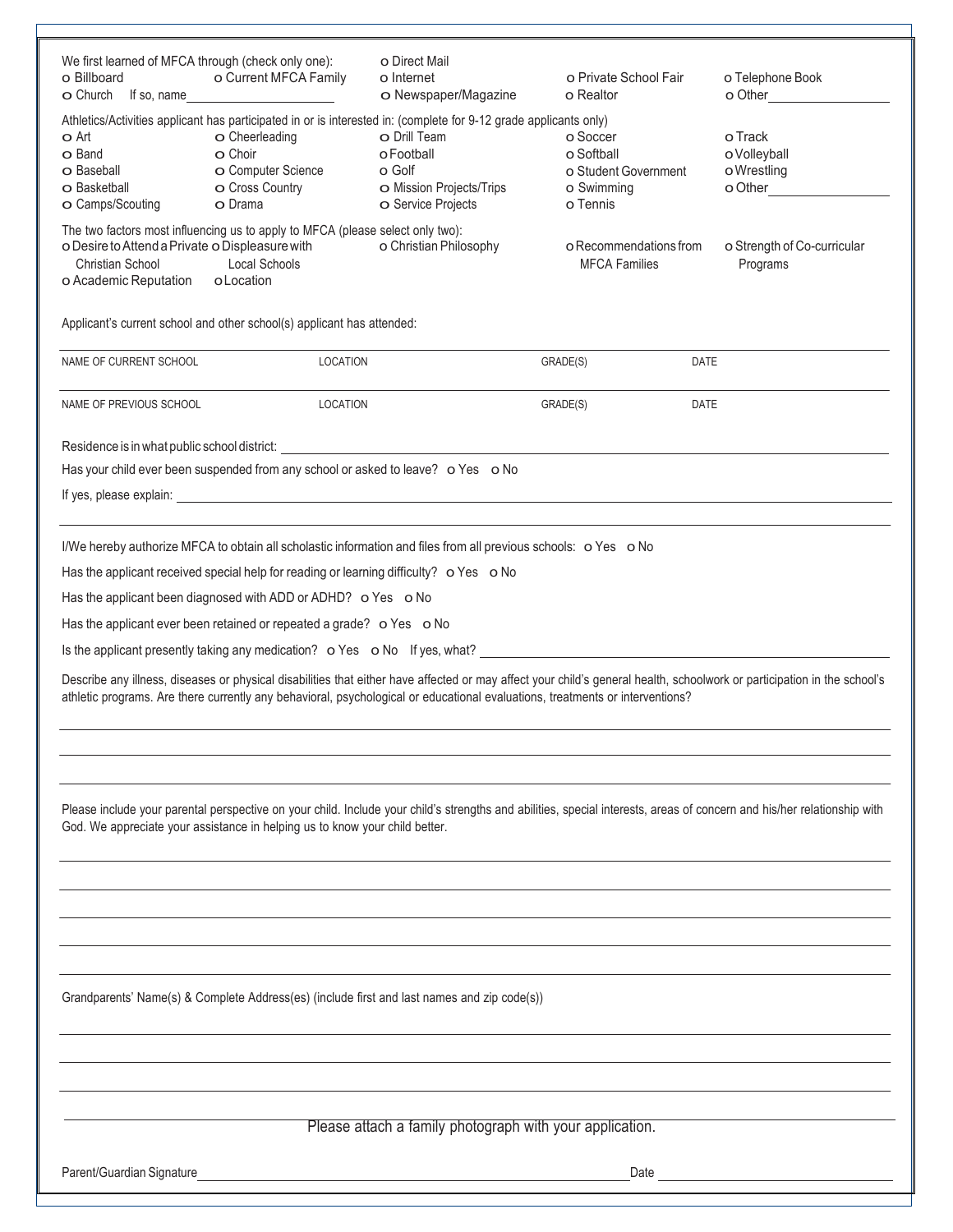We first learned of MFCA through (check only one):

- o Billboard
- o Current MFCA Family
- o Direct Mail
- o Internet
- o Private School Fair
- o Telephone Book
- o Church  If so, name\_\_\_\_\_\_\_\_\_\_\_\_\_\_\_\_\_\_\_\_
- o Newspaper/Magazine
- o Realtor
- o Other\_\_\_\_\_\_\_\_\_\_\_\_\_\_\_\_

Athletics/Activities applicant has participated in or is interested in: (complete for 9-12 grade applicants only)

| | | | | |
|---|---|---|---|---|
| o Art | o Cheerleading | o Drill Team | o Soccer | o Track |
| o Band | o Choir | o Football | o Softball | o Volleyball |
| o Baseball | o Computer Science | o Golf | o Student Government | o Wrestling |
| o Basketball | o Cross Country | o Mission Projects/Trips | o Swimming | o Other\_\_\_\_\_\_\_\_\_\_\_\_\_\_\_\_ |
| o Camps/Scouting | o Drama | o Service Projects | o Tennis | |

The two factors most influencing us to apply to MFCA (please select only two):

- o Desire to Attend a Private Christian School
- o Displeasure with Local Schools
- o Christian Philosophy
- o Recommendations from MFCA Families
- o Strength of Co-curricular Programs
- o Academic Reputation
- o Location

Applicant's current school and other school(s) applicant has attended:

| NAME OF CURRENT SCHOOL | LOCATION | GRADE(S) | DATE |
|---|---|---|---|
| | | | |

| NAME OF PREVIOUS SCHOOL | LOCATION | GRADE(S) | DATE |
|---|---|---|---|
| | | | |

Residence is in what public school district: \_\_\_\_\_\_\_\_\_\_\_\_\_\_\_\_\_\_\_\_\_\_\_\_\_\_\_\_\_\_\_\_\_\_\_\_\_\_\_\_

Has your child ever been suspended from any school or asked to leave? o Yes o No

If yes, please explain: \_\_\_\_\_\_\_\_\_\_\_\_\_\_\_\_\_\_\_\_\_\_\_\_\_\_\_\_\_\_\_\_\_\_\_\_\_\_\_\_

I/We hereby authorize MFCA to obtain all scholastic information and files from all previous schools: o Yes o No

Has the applicant received special help for reading or learning difficulty? o Yes o No

Has the applicant been diagnosed with ADD or ADHD? o Yes o No

Has the applicant ever been retained or repeated a grade? o Yes o No

Is the applicant presently taking any medication? o Yes o No If yes, what? \_\_\_\_\_\_\_\_\_\_\_\_\_\_\_\_\_\_\_\_\_\_\_\_\_\_\_\_

Describe any illness, diseases or physical disabilities that either have affected or may affect your child's general health, schoolwork or participation in the school's athletic programs. Are there currently any behavioral, psychological or educational evaluations, treatments or interventions?

\_\_\_\_\_\_\_\_\_\_\_\_\_\_\_\_\_\_\_\_\_\_\_\_\_\_\_\_\_\_\_\_\_\_\_\_\_\_\_\_

Please include your parental perspective on your child. Include your child's strengths and abilities, special interests, areas of concern and his/her relationship with God. We appreciate your assistance in helping us to know your child better.

\_\_\_\_\_\_\_\_\_\_\_\_\_\_\_\_\_\_\_\_\_\_\_\_\_\_\_\_\_\_\_\_\_\_\_\_\_\_\_\_

Grandparents' Name(s) & Complete Address(es) (include first and last names and zip code(s))

\_\_\_\_\_\_\_\_\_\_\_\_\_\_\_\_\_\_\_\_\_\_\_\_\_\_\_\_\_\_\_\_\_\_\_\_\_\_\_\_

Please attach a family photograph with your application.

Parent/Guardian Signature\_\_\_\_\_\_\_\_\_\_\_\_\_\_\_\_\_\_\_\_\_\_\_\_\_\_\_\_\_\_\_\_ Date \_\_\_\_\_\_\_\_\_\_\_\_\_\_\_\_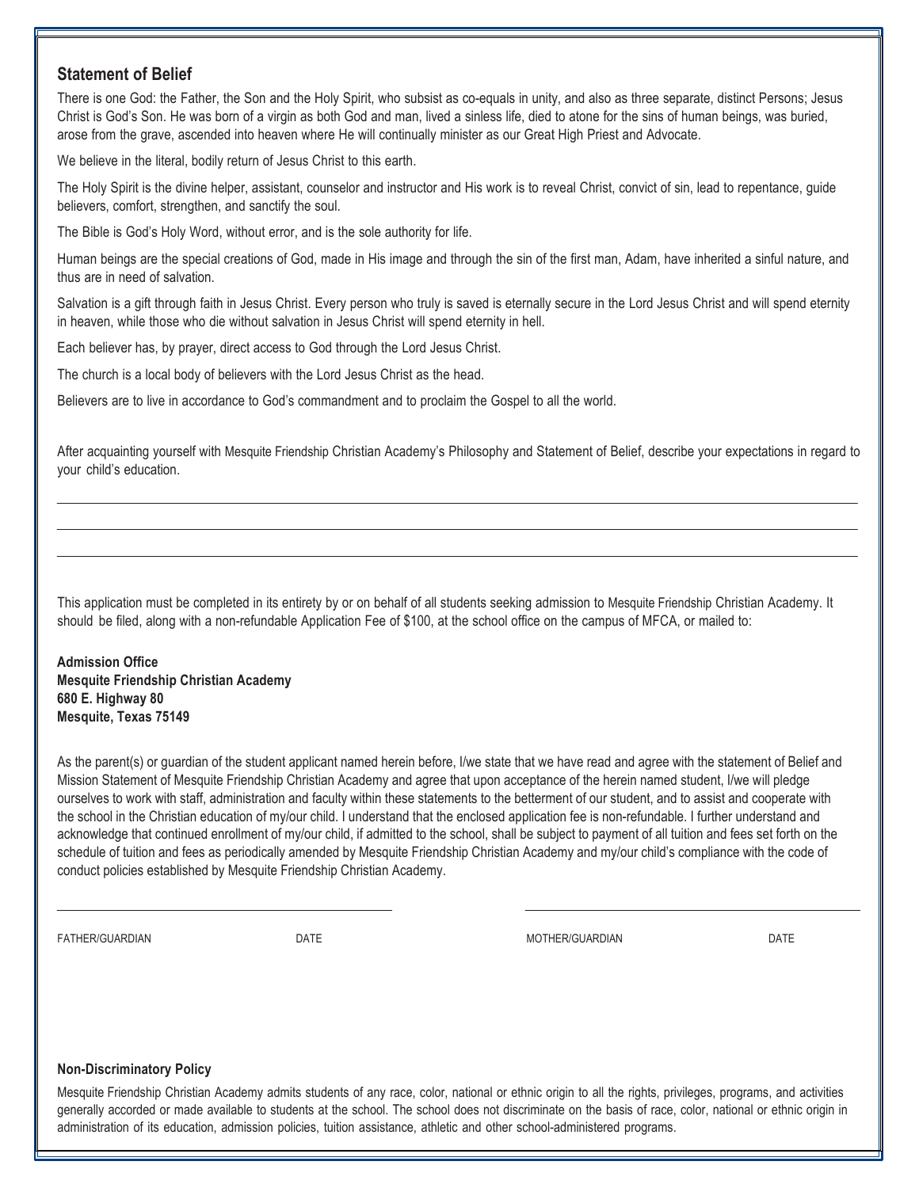## Statement of Belief

There is one God: the Father, the Son and the Holy Spirit, who subsist as co-equals in unity, and also as three separate, distinct Persons; Jesus Christ is God's Son. He was born of a virgin as both God and man, lived a sinless life, died to atone for the sins of human beings, was buried, arose from the grave, ascended into heaven where He will continually minister as our Great High Priest and Advocate.

We believe in the literal, bodily return of Jesus Christ to this earth.

The Holy Spirit is the divine helper, assistant, counselor and instructor and His work is to reveal Christ, convict of sin, lead to repentance, guide believers, comfort, strengthen, and sanctify the soul.

The Bible is God's Holy Word, without error, and is the sole authority for life.

Human beings are the special creations of God, made in His image and through the sin of the first man, Adam, have inherited a sinful nature, and thus are in need of salvation.

Salvation is a gift through faith in Jesus Christ. Every person who truly is saved is eternally secure in the Lord Jesus Christ and will spend eternity in heaven, while those who die without salvation in Jesus Christ will spend eternity in hell.

Each believer has, by prayer, direct access to God through the Lord Jesus Christ.

The church is a local body of believers with the Lord Jesus Christ as the head.

Believers are to live in accordance to God's commandment and to proclaim the Gospel to all the world.

After acquainting yourself with Mesquite Friendship Christian Academy's Philosophy and Statement of Belief, describe your expectations in regard to your child's education.

\_\_\_\_\_\_\_\_\_\_\_\_\_\_\_\_\_\_\_\_\_\_\_\_\_\_\_\_\_\_\_\_\_\_\_\_\_\_\_\_\_\_\_\_\_\_\_\_\_\_\_\_\_\_\_\_\_\_\_\_\_\_\_\_\_\_\_\_\_\_\_\_\_\_\_\_

\_\_\_\_\_\_\_\_\_\_\_\_\_\_\_\_\_\_\_\_\_\_\_\_\_\_\_\_\_\_\_\_\_\_\_\_\_\_\_\_\_\_\_\_\_\_\_\_\_\_\_\_\_\_\_\_\_\_\_\_\_\_\_\_\_\_\_\_\_\_\_\_\_\_\_\_

\_\_\_\_\_\_\_\_\_\_\_\_\_\_\_\_\_\_\_\_\_\_\_\_\_\_\_\_\_\_\_\_\_\_\_\_\_\_\_\_\_\_\_\_\_\_\_\_\_\_\_\_\_\_\_\_\_\_\_\_\_\_\_\_\_\_\_\_\_\_\_\_\_\_\_\_

This application must be completed in its entirety by or on behalf of all students seeking admission to Mesquite Friendship Christian Academy. It should be filed, along with a non-refundable Application Fee of $100, at the school office on the campus of MFCA, or mailed to:

**Admission Office**
**Mesquite Friendship Christian Academy**
**680 E. Highway 80**
**Mesquite, Texas 75149**

As the parent(s) or guardian of the student applicant named herein before, I/we state that we have read and agree with the statement of Belief and Mission Statement of Mesquite Friendship Christian Academy and agree that upon acceptance of the herein named student, I/we will pledge ourselves to work with staff, administration and faculty within these statements to the betterment of our student, and to assist and cooperate with the school in the Christian education of my/our child. I understand that the enclosed application fee is non-refundable. I further understand and acknowledge that continued enrollment of my/our child, if admitted to the school, shall be subject to payment of all tuition and fees set forth on the schedule of tuition and fees as periodically amended by Mesquite Friendship Christian Academy and my/our child's compliance with the code of conduct policies established by Mesquite Friendship Christian Academy.

\_\_\_\_\_\_\_\_\_\_\_\_\_\_\_\_\_\_\_\_\_\_\_\_\_\_\_\_\_\_\_\_\_\_\_\_ \_\_\_\_\_\_\_\_\_\_\_\_\_\_\_\_\_\_\_\_\_\_\_\_\_\_\_\_\_\_\_\_\_\_\_\_

FATHER/GUARDIAN DATE MOTHER/GUARDIAN DATE

**Non-Discriminatory Policy**

Mesquite Friendship Christian Academy admits students of any race, color, national or ethnic origin to all the rights, privileges, programs, and activities generally accorded or made available to students at the school. The school does not discriminate on the basis of race, color, national or ethnic origin in administration of its education, admission policies, tuition assistance, athletic and other school-administered programs.